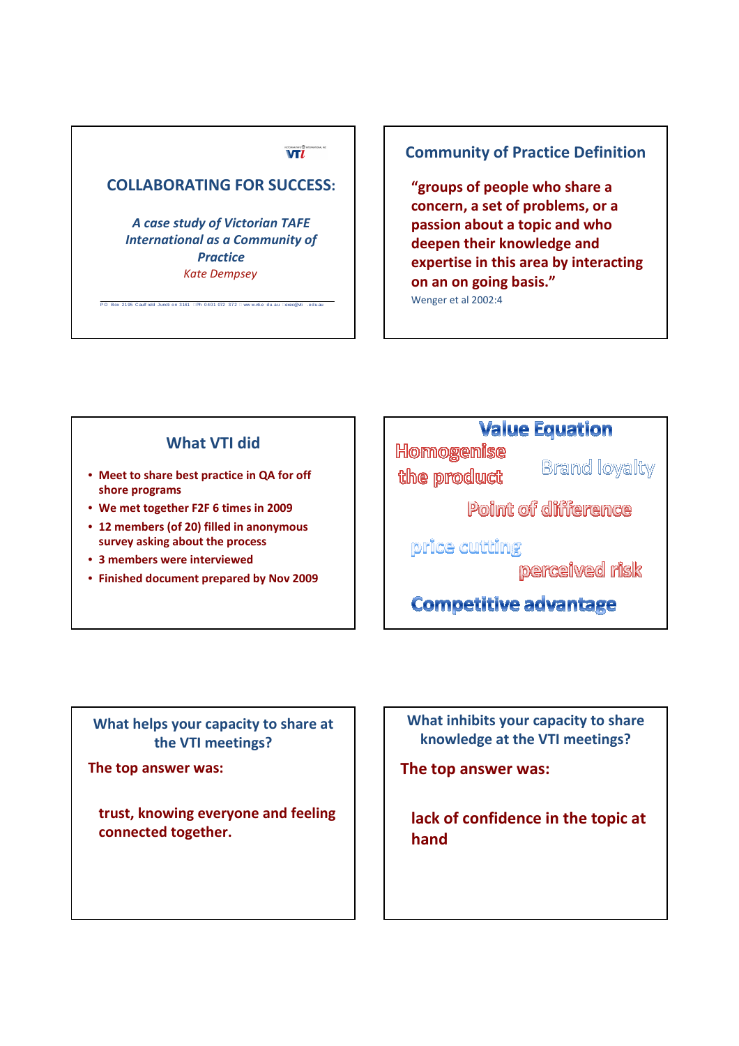## COLLABORATING FOR SUCCESS:

*A case study of Victorian TAFE International as a Community of Practice*

*Kate Dempsey*

P O Box 2195 Caulfield Junction 3161 Ph 0401 072 372 www.vti.edu.au exec@vti .edu.au

## Community of Practice Definition

**"groups of people who share a concern, a set of problems, or a passion about a topic and who deepen their knowledge and expertise in this area by interacting on an on going basis."**

Wenger et al 2002:4

## What VTI did

- **Meet to share best practice in QA for off shore programs**
- **We met together F2F 6 times in 2009**
- **12 members (of 20) filled in anonymous survey asking about the process**
- **3 members were interviewed**
- **Finished document prepared by Nov 2009**

## Value Equation

Homogenise the product

Brand loyalty

Point of difference

price cutting

perceived risk

**Competitive advantage**

## What helps your capacity to share at the VTI meetings?

**The top answer was:**

**trust, knowing everyone and feeling connected together.**

## What inhibits your capacity to share knowledge at the VTI meetings?

**The top answer was:**

**lack of confidence in the topic at hand**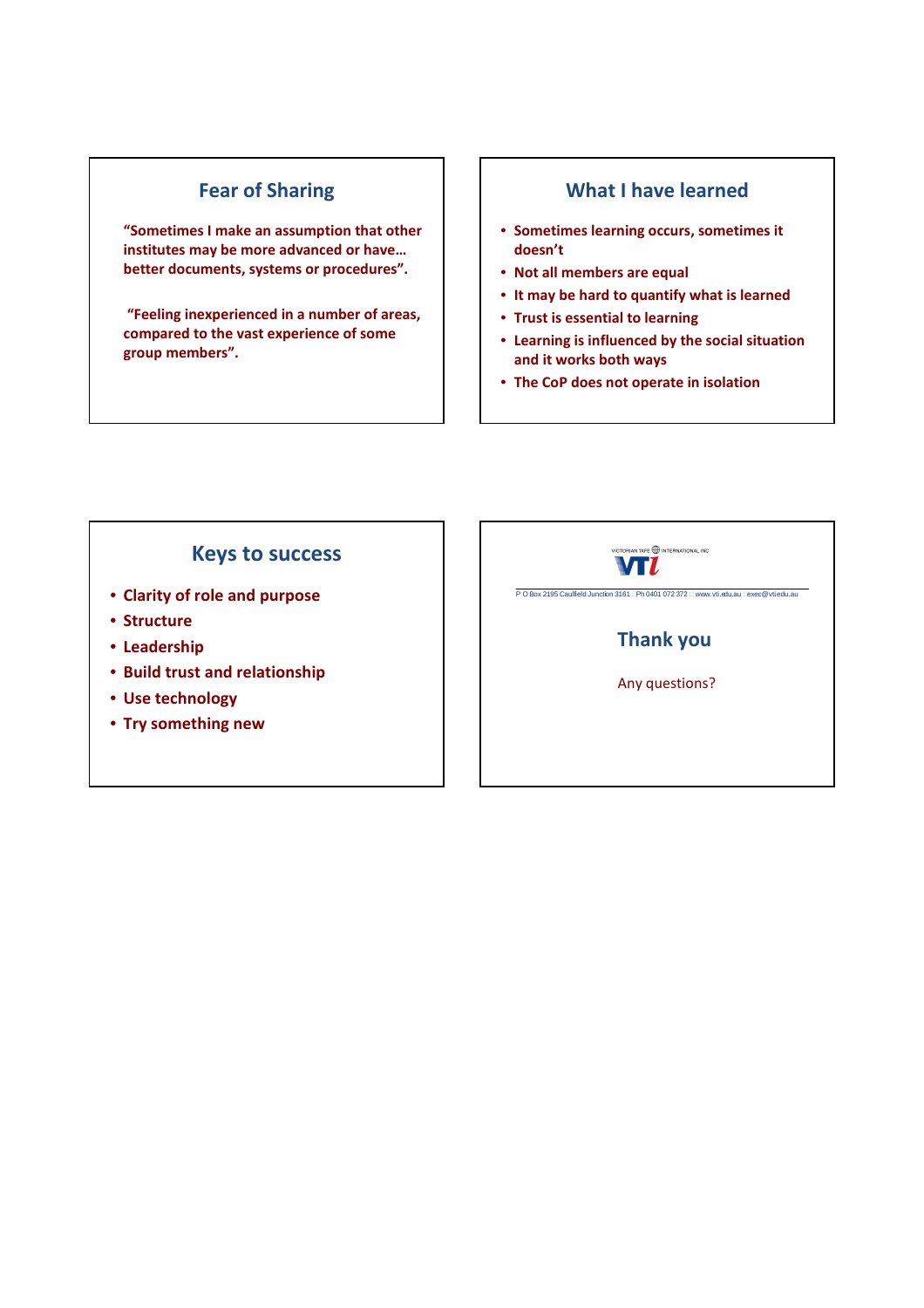## Fear of Sharing

**"Sometimes I make an assumption that other institutes may be more advanced or have… better documents, systems or procedures".**

**"Feeling inexperienced in a number of areas, compared to the vast experience of some group members".**

## What I have learned

- **Sometimes learning occurs, sometimes it doesn't**
- **Not all members are equal**
- **It may be hard to quantify what is learned**
- **Trust is essential to learning**
- **Learning is influenced by the social situation and it works both ways**
- **The CoP does not operate in isolation**

## Keys to success

- **Clarity of role and purpose**
- **Structure**
- **Leadership**
- **Build trust and relationship**
- **Use technology**
- **Try something new**

VICTORIAN TAFE INTERNATIONAL INC

VTI

P O Box 2195 Caulfield Junction 3161 Ph 0401 072 372 www.vti.edu.au exec@vti.edu.au

## Thank you

Any questions?